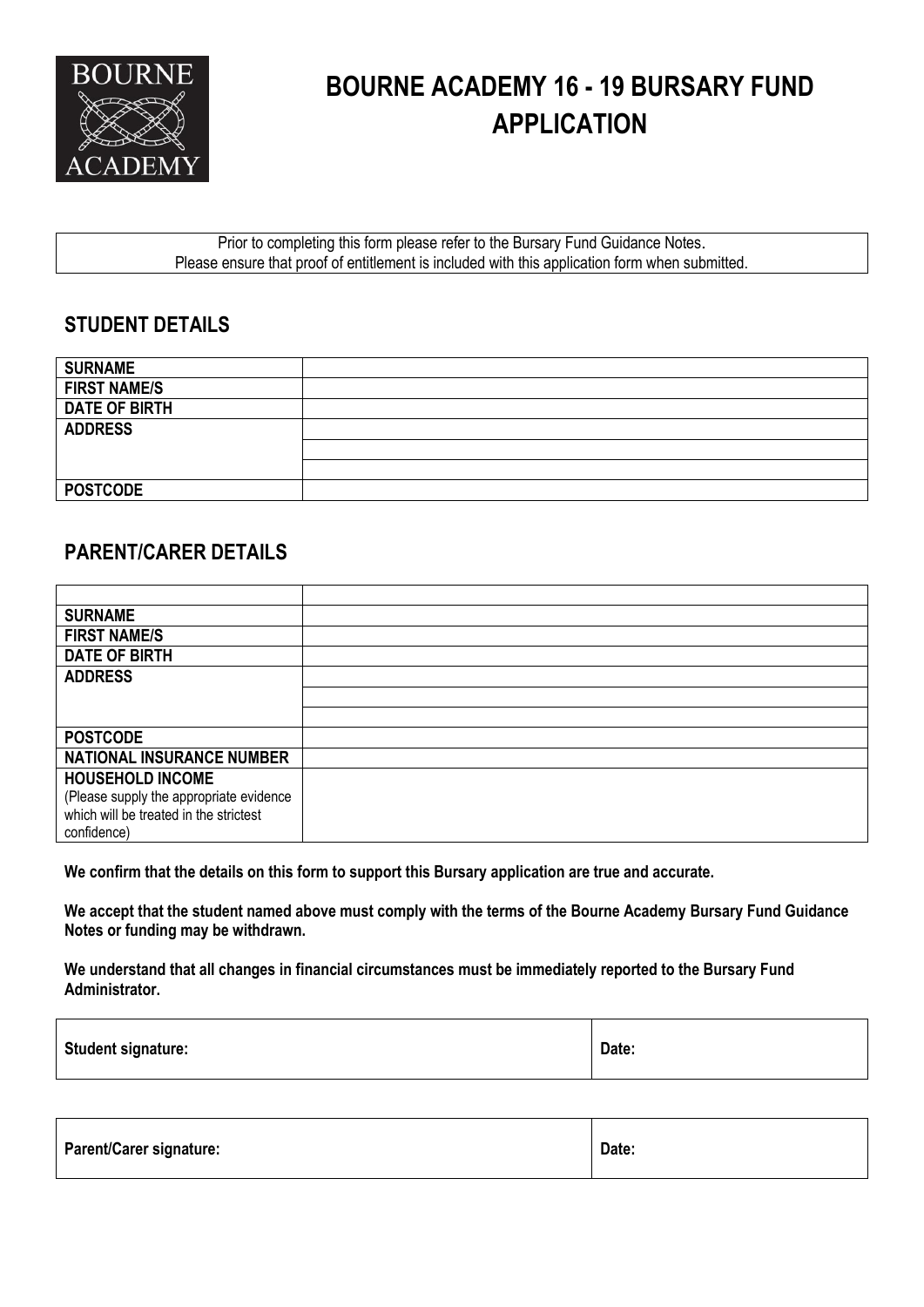# BOURNE ACADEMY 16 - 19 BURSARY FUND APPLICATION

Prior to completing this form please refer to the Bursary Fund Guidance Notes.
Please ensure that proof of entitlement is included with this application form when submitted.

## STUDENT DETAILS

| | |
|---|---|
| **SURNAME** | |
| **FIRST NAME/S** | |
| **DATE OF BIRTH** | |
| **ADDRESS** | |
| | |
| | |
| **POSTCODE** | |

## PARENT/CARER DETAILS

| | |
|---|---|
| **SURNAME** | |
| **FIRST NAME/S** | |
| **DATE OF BIRTH** | |
| **ADDRESS** | |
| | |
| | |
| **POSTCODE** | |
| **NATIONAL INSURANCE NUMBER** | |
| **HOUSEHOLD INCOME** (Please supply the appropriate evidence which will be treated in the strictest confidence) | |

**We confirm that the details on this form to support this Bursary application are true and accurate.**

**We accept that the student named above must comply with the terms of the Bourne Academy Bursary Fund Guidance Notes or funding may be withdrawn.**

**We understand that all changes in financial circumstances must be immediately reported to the Bursary Fund Administrator.**

| | |
|---|---|
| **Student signature:** | **Date:** |

| | |
|---|---|
| **Parent/Carer signature:** | **Date:** |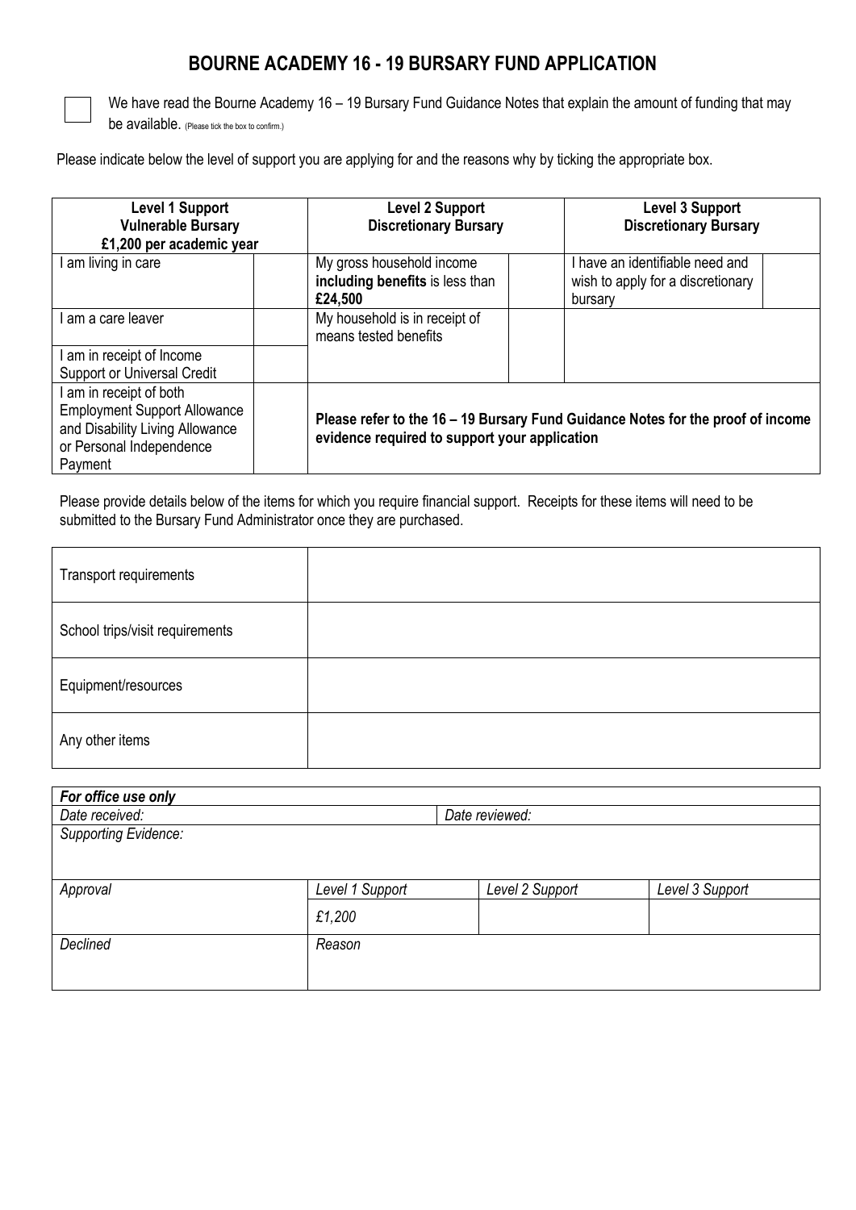# BOURNE ACADEMY 16 - 19 BURSARY FUND APPLICATION

☐ We have read the Bourne Academy 16 – 19 Bursary Fund Guidance Notes that explain the amount of funding that may be available. (Please tick the box to confirm.)

Please indicate below the level of support you are applying for and the reasons why by ticking the appropriate box.

| **Level 1 Support**<br>**Vulnerable Bursary**<br>**£1,200 per academic year** | | **Level 2 Support**<br>**Discretionary Bursary** | | **Level 3 Support**<br>**Discretionary Bursary** | |
|---|---|---|---|---|---|
| I am living in care | | My gross household income **including benefits** is less than **£24,500** | | I have an identifiable need and wish to apply for a discretionary bursary | |
| I am a care leaver | | My household is in receipt of means tested benefits | | | |
| I am in receipt of Income Support or Universal Credit | | | | | |
| I am in receipt of both Employment Support Allowance and Disability Living Allowance or Personal Independence Payment | | **Please refer to the 16 – 19 Bursary Fund Guidance Notes for the proof of income evidence required to support your application** | | | |

Please provide details below of the items for which you require financial support. Receipts for these items will need to be submitted to the Bursary Fund Administrator once they are purchased.

| Transport requirements | |
|---|---|
| School trips/visit requirements | |
| Equipment/resources | |
| Any other items | |

| ***For office use only*** | | | |
|---|---|---|---|
| *Date received:* | | *Date reviewed:* | |
| *Supporting Evidence:* | | | |
| *Approval* | *Level 1 Support* | *Level 2 Support* | *Level 3 Support* |
| | *£1,200* | | |
| *Declined* | *Reason* | | |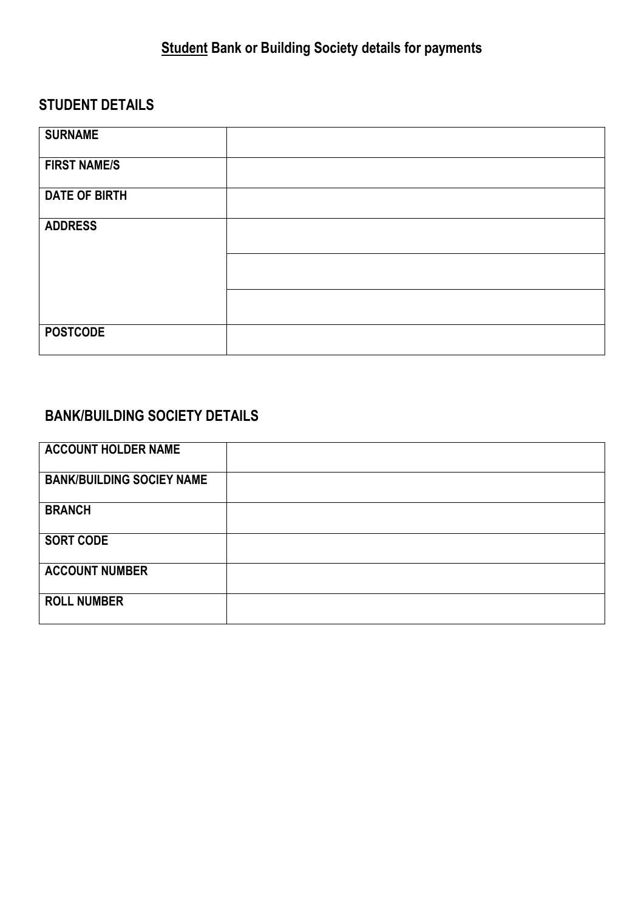## Student Bank or Building Society details for payments

### STUDENT DETAILS

| | |
|---|---|
| **SURNAME** | |
| **FIRST NAME/S** | |
| **DATE OF BIRTH** | |
| **ADDRESS** | |
| | |
| | |
| **POSTCODE** | |

### BANK/BUILDING SOCIETY DETAILS

| | |
|---|---|
| **ACCOUNT HOLDER NAME** | |
| **BANK/BUILDING SOCIEY NAME** | |
| **BRANCH** | |
| **SORT CODE** | |
| **ACCOUNT NUMBER** | |
| **ROLL NUMBER** | |